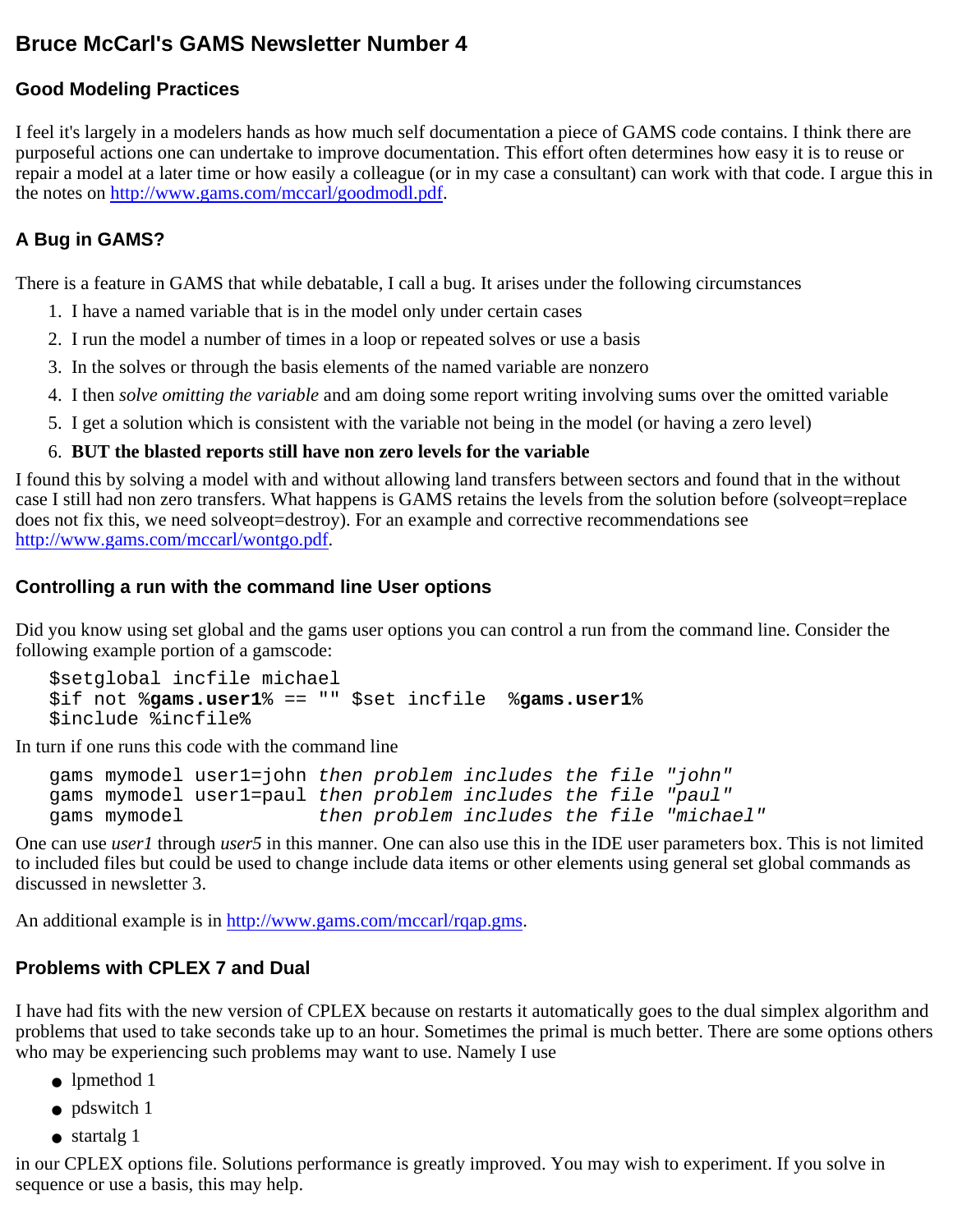# Bruce McCarl's GAMS Newsletter Number 4

## Good Modeling Practices

I feel it's largely in a modelers hands as how much self documentation a piece of GAMS code contains. I think there are purposeful actions one can undertake to improve documentation. This effort often determines how easy it is to reuse or repair a model at a later time or how easily a colleague (or in my case a consultant) can work with that code. I argue this in the notes on http://www.gams.com/mccarl/goodmodl.pdf.

## A Bug in GAMS?

There is a feature in GAMS that while debatable, I call a bug. It arises under the following circumstances

1. I have a named variable that is in the model only under certain cases
2. I run the model a number of times in a loop or repeated solves or use a basis
3. In the solves or through the basis elements of the named variable are nonzero
4. I then *solve omitting the variable* and am doing some report writing involving sums over the omitted variable
5. I get a solution which is consistent with the variable not being in the model (or having a zero level)
6. **BUT the blasted reports still have non zero levels for the variable**

I found this by solving a model with and without allowing land transfers between sectors and found that in the without case I still had non zero transfers. What happens is GAMS retains the levels from the solution before (solveopt=replace does not fix this, we need solveopt=destroy). For an example and corrective recommendations see http://www.gams.com/mccarl/wontgo.pdf.

## Controlling a run with the command line User options

Did you know using set global and the gams user options you can control a run from the command line. Consider the following example portion of a gamscode:

```
$setglobal incfile michael
$if not %gams.user1% == "" $set incfile  %gams.user1%
$include %incfile%
```

In turn if one runs this code with the command line

```
gams mymodel user1=john then problem includes the file "john"
gams mymodel user1=paul then problem includes the file "paul"
gams mymodel            then problem includes the file "michael"
```

One can use *user1* through *user5* in this manner. One can also use this in the IDE user parameters box. This is not limited to included files but could be used to change include data items or other elements using general set global commands as discussed in newsletter 3.

An additional example is in http://www.gams.com/mccarl/rqap.gms.

## Problems with CPLEX 7 and Dual

I have had fits with the new version of CPLEX because on restarts it automatically goes to the dual simplex algorithm and problems that used to take seconds take up to an hour. Sometimes the primal is much better. There are some options others who may be experiencing such problems may want to use. Namely I use

- lpmethod 1
- pdswitch 1
- startalg 1

in our CPLEX options file. Solutions performance is greatly improved. You may wish to experiment. If you solve in sequence or use a basis, this may help.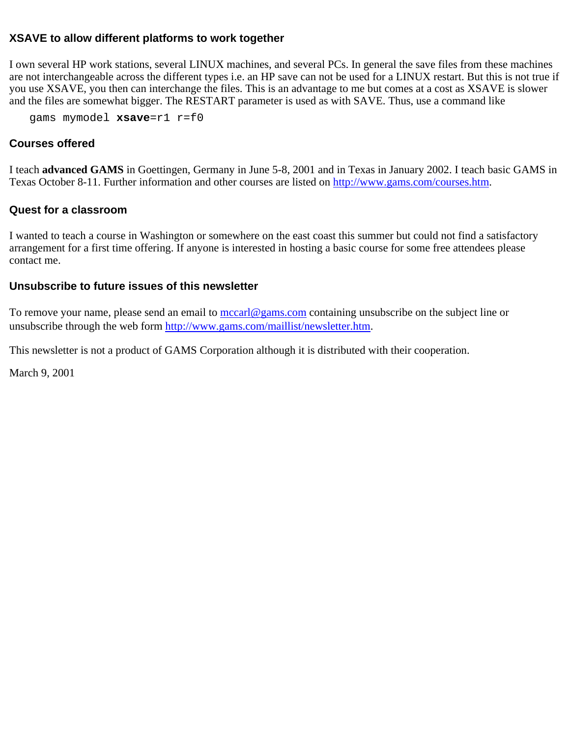### XSAVE to allow different platforms to work together

I own several HP work stations, several LINUX machines, and several PCs. In general the save files from these machines are not interchangeable across the different types i.e. an HP save can not be used for a LINUX restart. But this is not true if you use XSAVE, you then can interchange the files. This is an advantage to me but comes at a cost as XSAVE is slower and the files are somewhat bigger. The RESTART parameter is used as with SAVE. Thus, use a command like

```
gams mymodel xsave=r1 r=f0
```

### Courses offered

I teach **advanced GAMS** in Goettingen, Germany in June 5-8, 2001 and in Texas in January 2002. I teach basic GAMS in Texas October 8-11. Further information and other courses are listed on http://www.gams.com/courses.htm.

### Quest for a classroom

I wanted to teach a course in Washington or somewhere on the east coast this summer but could not find a satisfactory arrangement for a first time offering. If anyone is interested in hosting a basic course for some free attendees please contact me.

### Unsubscribe to future issues of this newsletter

To remove your name, please send an email to mccarl@gams.com containing unsubscribe on the subject line or unsubscribe through the web form http://www.gams.com/maillist/newsletter.htm.

This newsletter is not a product of GAMS Corporation although it is distributed with their cooperation.

March 9, 2001